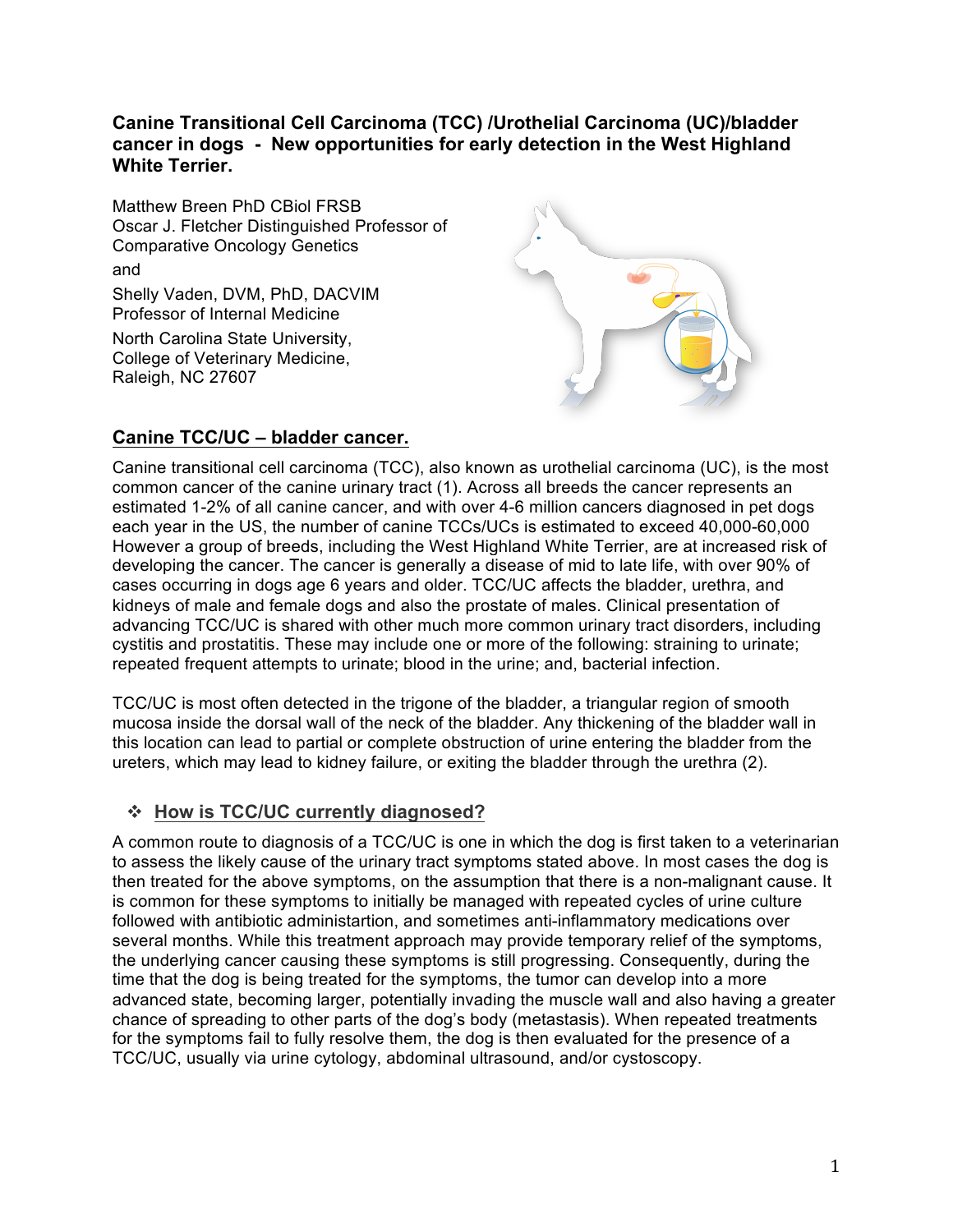# Canine Transitional Cell Carcinoma (TCC) /Urothelial Carcinoma (UC)/bladder cancer in dogs - New opportunities for early detection in the West Highland White Terrier.

Matthew Breen PhD CBiol FRSB
Oscar J. Fletcher Distinguished Professor of Comparative Oncology Genetics

and

Shelly Vaden, DVM, PhD, DACVIM
Professor of Internal Medicine

North Carolina State University,
College of Veterinary Medicine,
Raleigh, NC 27607

## Canine TCC/UC – bladder cancer.

Canine transitional cell carcinoma (TCC), also known as urothelial carcinoma (UC), is the most common cancer of the canine urinary tract (1). Across all breeds the cancer represents an estimated 1-2% of all canine cancer, and with over 4-6 million cancers diagnosed in pet dogs each year in the US, the number of canine TCCs/UCs is estimated to exceed 40,000-60,000 However a group of breeds, including the West Highland White Terrier, are at increased risk of developing the cancer. The cancer is generally a disease of mid to late life, with over 90% of cases occurring in dogs age 6 years and older. TCC/UC affects the bladder, urethra, and kidneys of male and female dogs and also the prostate of males. Clinical presentation of advancing TCC/UC is shared with other much more common urinary tract disorders, including cystitis and prostatitis. These may include one or more of the following: straining to urinate; repeated frequent attempts to urinate; blood in the urine; and, bacterial infection.

TCC/UC is most often detected in the trigone of the bladder, a triangular region of smooth mucosa inside the dorsal wall of the neck of the bladder. Any thickening of the bladder wall in this location can lead to partial or complete obstruction of urine entering the bladder from the ureters, which may lead to kidney failure, or exiting the bladder through the urethra (2).

### ❖ How is TCC/UC currently diagnosed?

A common route to diagnosis of a TCC/UC is one in which the dog is first taken to a veterinarian to assess the likely cause of the urinary tract symptoms stated above. In most cases the dog is then treated for the above symptoms, on the assumption that there is a non-malignant cause. It is common for these symptoms to initially be managed with repeated cycles of urine culture followed with antibiotic administartion, and sometimes anti-inflammatory medications over several months. While this treatment approach may provide temporary relief of the symptoms, the underlying cancer causing these symptoms is still progressing. Consequently, during the time that the dog is being treated for the symptoms, the tumor can develop into a more advanced state, becoming larger, potentially invading the muscle wall and also having a greater chance of spreading to other parts of the dog's body (metastasis). When repeated treatments for the symptoms fail to fully resolve them, the dog is then evaluated for the presence of a TCC/UC, usually via urine cytology, abdominal ultrasound, and/or cystoscopy.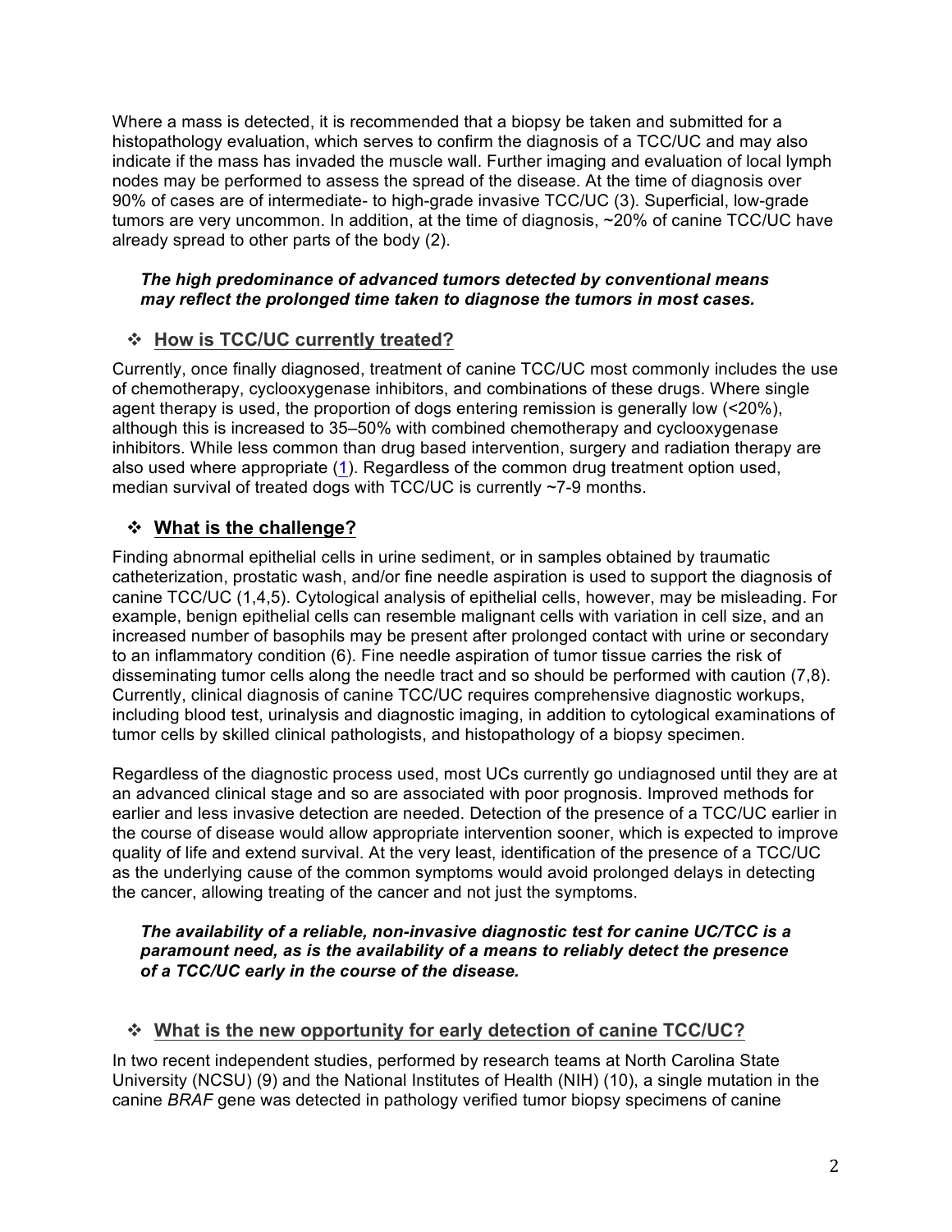Where a mass is detected, it is recommended that a biopsy be taken and submitted for a histopathology evaluation, which serves to confirm the diagnosis of a TCC/UC and may also indicate if the mass has invaded the muscle wall. Further imaging and evaluation of local lymph nodes may be performed to assess the spread of the disease. At the time of diagnosis over 90% of cases are of intermediate- to high-grade invasive TCC/UC (3). Superficial, low-grade tumors are very uncommon. In addition, at the time of diagnosis, ~20% of canine TCC/UC have already spread to other parts of the body (2).

> ***The high predominance of advanced tumors detected by conventional means may reflect the prolonged time taken to diagnose the tumors in most cases.***

## ❖ How is TCC/UC currently treated?

Currently, once finally diagnosed, treatment of canine TCC/UC most commonly includes the use of chemotherapy, cyclooxygenase inhibitors, and combinations of these drugs. Where single agent therapy is used, the proportion of dogs entering remission is generally low (<20%), although this is increased to 35–50% with combined chemotherapy and cyclooxygenase inhibitors. While less common than drug based intervention, surgery and radiation therapy are also used where appropriate (1). Regardless of the common drug treatment option used, median survival of treated dogs with TCC/UC is currently ~7-9 months.

## ❖ What is the challenge?

Finding abnormal epithelial cells in urine sediment, or in samples obtained by traumatic catheterization, prostatic wash, and/or fine needle aspiration is used to support the diagnosis of canine TCC/UC (1,4,5). Cytological analysis of epithelial cells, however, may be misleading. For example, benign epithelial cells can resemble malignant cells with variation in cell size, and an increased number of basophils may be present after prolonged contact with urine or secondary to an inflammatory condition (6). Fine needle aspiration of tumor tissue carries the risk of disseminating tumor cells along the needle tract and so should be performed with caution (7,8). Currently, clinical diagnosis of canine TCC/UC requires comprehensive diagnostic workups, including blood test, urinalysis and diagnostic imaging, in addition to cytological examinations of tumor cells by skilled clinical pathologists, and histopathology of a biopsy specimen.

Regardless of the diagnostic process used, most UCs currently go undiagnosed until they are at an advanced clinical stage and so are associated with poor prognosis. Improved methods for earlier and less invasive detection are needed. Detection of the presence of a TCC/UC earlier in the course of disease would allow appropriate intervention sooner, which is expected to improve quality of life and extend survival. At the very least, identification of the presence of a TCC/UC as the underlying cause of the common symptoms would avoid prolonged delays in detecting the cancer, allowing treating of the cancer and not just the symptoms.

> ***The availability of a reliable, non-invasive diagnostic test for canine UC/TCC is a paramount need, as is the availability of a means to reliably detect the presence of a TCC/UC early in the course of the disease.***

## ❖ What is the new opportunity for early detection of canine TCC/UC?

In two recent independent studies, performed by research teams at North Carolina State University (NCSU) (9) and the National Institutes of Health (NIH) (10), a single mutation in the canine *BRAF* gene was detected in pathology verified tumor biopsy specimens of canine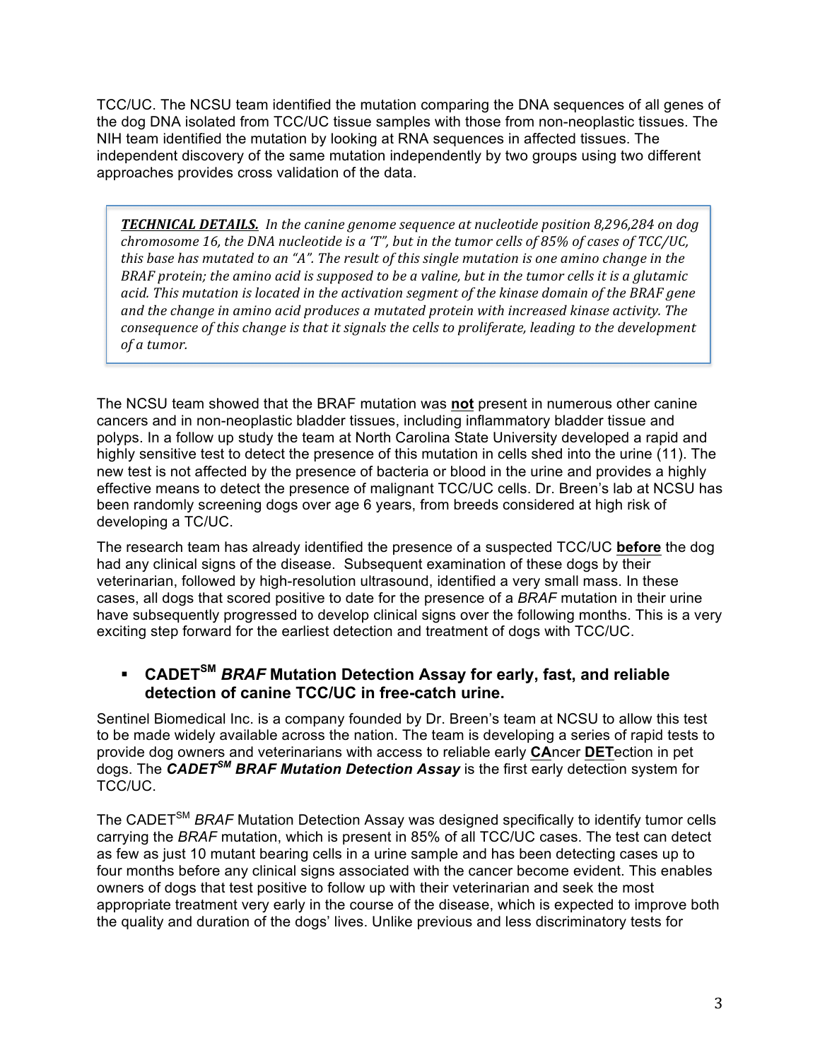TCC/UC. The NCSU team identified the mutation comparing the DNA sequences of all genes of the dog DNA isolated from TCC/UC tissue samples with those from non-neoplastic tissues. The NIH team identified the mutation by looking at RNA sequences in affected tissues. The independent discovery of the same mutation independently by two groups using two different approaches provides cross validation of the data.

> ***TECHNICAL DETAILS.*** *In the canine genome sequence at nucleotide position 8,296,284 on dog chromosome 16, the DNA nucleotide is a 'T", but in the tumor cells of 85% of cases of TCC/UC, this base has mutated to an "A". The result of this single mutation is one amino change in the BRAF protein; the amino acid is supposed to be a valine, but in the tumor cells it is a glutamic acid. This mutation is located in the activation segment of the kinase domain of the BRAF gene and the change in amino acid produces a mutated protein with increased kinase activity. The consequence of this change is that it signals the cells to proliferate, leading to the development of a tumor.*

The NCSU team showed that the BRAF mutation was **not** present in numerous other canine cancers and in non-neoplastic bladder tissues, including inflammatory bladder tissue and polyps. In a follow up study the team at North Carolina State University developed a rapid and highly sensitive test to detect the presence of this mutation in cells shed into the urine (11). The new test is not affected by the presence of bacteria or blood in the urine and provides a highly effective means to detect the presence of malignant TCC/UC cells. Dr. Breen's lab at NCSU has been randomly screening dogs over age 6 years, from breeds considered at high risk of developing a TC/UC.

The research team has already identified the presence of a suspected TCC/UC **before** the dog had any clinical signs of the disease. Subsequent examination of these dogs by their veterinarian, followed by high-resolution ultrasound, identified a very small mass. In these cases, all dogs that scored positive to date for the presence of a *BRAF* mutation in their urine have subsequently progressed to develop clinical signs over the following months. This is a very exciting step forward for the earliest detection and treatment of dogs with TCC/UC.

- **CADET[SM] *BRAF* Mutation Detection Assay for early, fast, and reliable detection of canine TCC/UC in free-catch urine.**

Sentinel Biomedical Inc. is a company founded by Dr. Breen's team at NCSU to allow this test to be made widely available across the nation. The team is developing a series of rapid tests to provide dog owners and veterinarians with access to reliable early **CA**ncer **DET**ection in pet dogs. The ***CADET[SM] BRAF Mutation Detection Assay*** is the first early detection system for TCC/UC.

The CADET[SM] *BRAF* Mutation Detection Assay was designed specifically to identify tumor cells carrying the *BRAF* mutation, which is present in 85% of all TCC/UC cases. The test can detect as few as just 10 mutant bearing cells in a urine sample and has been detecting cases up to four months before any clinical signs associated with the cancer become evident. This enables owners of dogs that test positive to follow up with their veterinarian and seek the most appropriate treatment very early in the course of the disease, which is expected to improve both the quality and duration of the dogs' lives. Unlike previous and less discriminatory tests for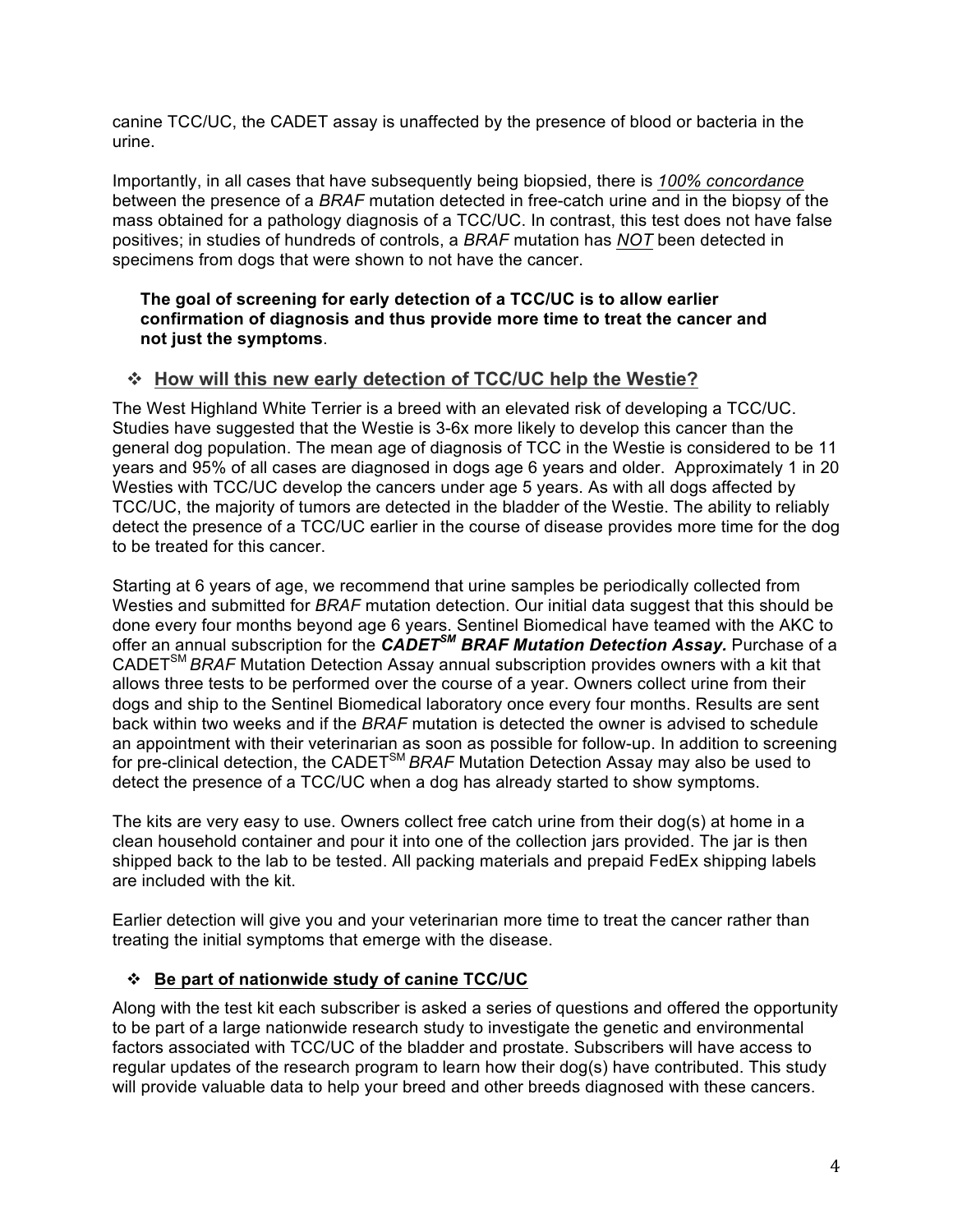canine TCC/UC, the CADET assay is unaffected by the presence of blood or bacteria in the urine.

Importantly, in all cases that have subsequently being biopsied, there is ***100% concordance*** between the presence of a *BRAF* mutation detected in free-catch urine and in the biopsy of the mass obtained for a pathology diagnosis of a TCC/UC. In contrast, this test does not have false positives; in studies of hundreds of controls, a *BRAF* mutation has ***NOT*** been detected in specimens from dogs that were shown to not have the cancer.

> **The goal of screening for early detection of a TCC/UC is to allow earlier confirmation of diagnosis and thus provide more time to treat the cancer and not just the symptoms**.

## ❖ How will this new early detection of TCC/UC help the Westie?

The West Highland White Terrier is a breed with an elevated risk of developing a TCC/UC. Studies have suggested that the Westie is 3-6x more likely to develop this cancer than the general dog population. The mean age of diagnosis of TCC in the Westie is considered to be 11 years and 95% of all cases are diagnosed in dogs age 6 years and older. Approximately 1 in 20 Westies with TCC/UC develop the cancers under age 5 years. As with all dogs affected by TCC/UC, the majority of tumors are detected in the bladder of the Westie. The ability to reliably detect the presence of a TCC/UC earlier in the course of disease provides more time for the dog to be treated for this cancer.

Starting at 6 years of age, we recommend that urine samples be periodically collected from Westies and submitted for *BRAF* mutation detection. Our initial data suggest that this should be done every four months beyond age 6 years. Sentinel Biomedical have teamed with the AKC to offer an annual subscription for the ***CADET*[SM] *BRAF* Mutation Detection Assay.** Purchase of a CADET[SM] *BRAF* Mutation Detection Assay annual subscription provides owners with a kit that allows three tests to be performed over the course of a year. Owners collect urine from their dogs and ship to the Sentinel Biomedical laboratory once every four months. Results are sent back within two weeks and if the *BRAF* mutation is detected the owner is advised to schedule an appointment with their veterinarian as soon as possible for follow-up. In addition to screening for pre-clinical detection, the CADET[SM] *BRAF* Mutation Detection Assay may also be used to detect the presence of a TCC/UC when a dog has already started to show symptoms.

The kits are very easy to use. Owners collect free catch urine from their dog(s) at home in a clean household container and pour it into one of the collection jars provided. The jar is then shipped back to the lab to be tested. All packing materials and prepaid FedEx shipping labels are included with the kit.

Earlier detection will give you and your veterinarian more time to treat the cancer rather than treating the initial symptoms that emerge with the disease.

## ❖ Be part of nationwide study of canine TCC/UC

Along with the test kit each subscriber is asked a series of questions and offered the opportunity to be part of a large nationwide research study to investigate the genetic and environmental factors associated with TCC/UC of the bladder and prostate. Subscribers will have access to regular updates of the research program to learn how their dog(s) have contributed. This study will provide valuable data to help your breed and other breeds diagnosed with these cancers.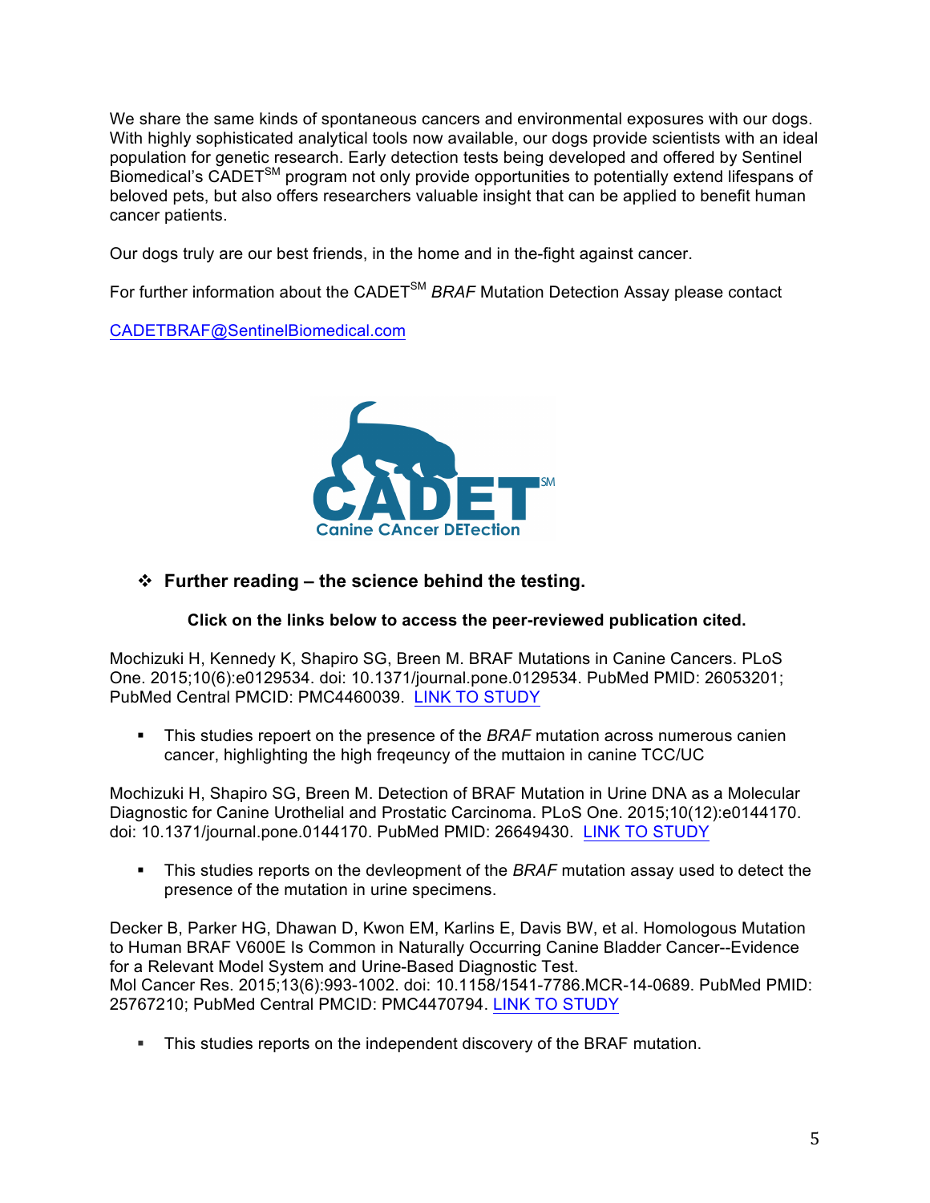We share the same kinds of spontaneous cancers and environmental exposures with our dogs. With highly sophisticated analytical tools now available, our dogs provide scientists with an ideal population for genetic research. Early detection tests being developed and offered by Sentinel Biomedical's CADET℠ program not only provide opportunities to potentially extend lifespans of beloved pets, but also offers researchers valuable insight that can be applied to benefit human cancer patients.

Our dogs truly are our best friends, in the home and in the-fight against cancer.

For further information about the CADET℠ *BRAF* Mutation Detection Assay please contact

CADETBRAF@SentinelBiomedical.com

CADET℠
Canine CAncer DETection

## ❖ Further reading – the science behind the testing.

**Click on the links below to access the peer-reviewed publication cited.**

Mochizuki H, Kennedy K, Shapiro SG, Breen M. BRAF Mutations in Canine Cancers. PLoS One. 2015;10(6):e0129534. doi: 10.1371/journal.pone.0129534. PubMed PMID: 26053201; PubMed Central PMCID: PMC4460039. LINK TO STUDY

- This studies repoert on the presence of the *BRAF* mutation across numerous canien cancer, highlighting the high freqeuncy of the muttaion in canine TCC/UC

Mochizuki H, Shapiro SG, Breen M. Detection of BRAF Mutation in Urine DNA as a Molecular Diagnostic for Canine Urothelial and Prostatic Carcinoma. PLoS One. 2015;10(12):e0144170. doi: 10.1371/journal.pone.0144170. PubMed PMID: 26649430. LINK TO STUDY

- This studies reports on the devleopment of the *BRAF* mutation assay used to detect the presence of the mutation in urine specimens.

Decker B, Parker HG, Dhawan D, Kwon EM, Karlins E, Davis BW, et al. Homologous Mutation to Human BRAF V600E Is Common in Naturally Occurring Canine Bladder Cancer--Evidence for a Relevant Model System and Urine-Based Diagnostic Test.
Mol Cancer Res. 2015;13(6):993-1002. doi: 10.1158/1541-7786.MCR-14-0689. PubMed PMID: 25767210; PubMed Central PMCID: PMC4470794. LINK TO STUDY

- This studies reports on the independent discovery of the BRAF mutation.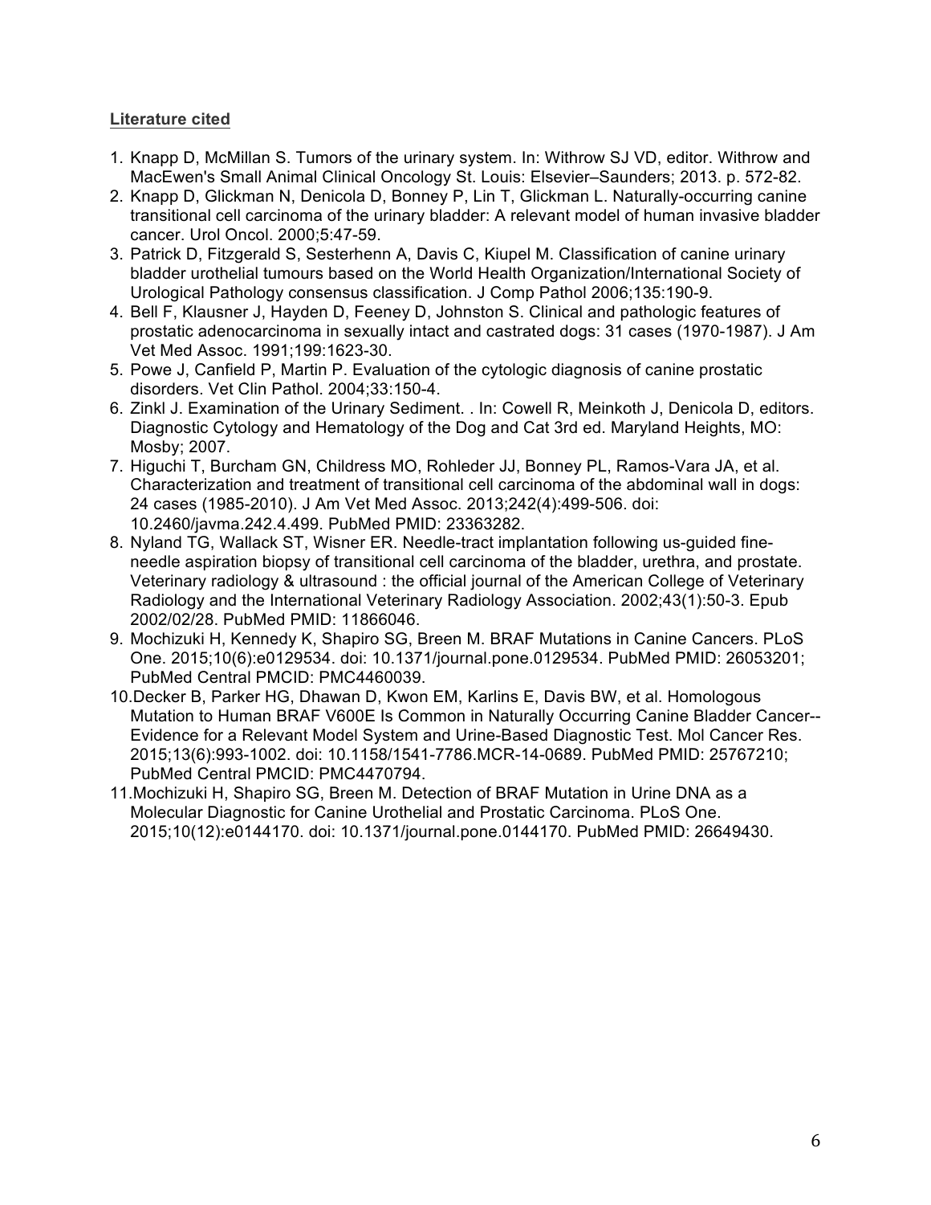**Literature cited**

1. Knapp D, McMillan S. Tumors of the urinary system. In: Withrow SJ VD, editor. Withrow and MacEwen's Small Animal Clinical Oncology St. Louis: Elsevier–Saunders; 2013. p. 572-82.
2. Knapp D, Glickman N, Denicola D, Bonney P, Lin T, Glickman L. Naturally-occurring canine transitional cell carcinoma of the urinary bladder: A relevant model of human invasive bladder cancer. Urol Oncol. 2000;5:47-59.
3. Patrick D, Fitzgerald S, Sesterhenn A, Davis C, Kiupel M. Classification of canine urinary bladder urothelial tumours based on the World Health Organization/International Society of Urological Pathology consensus classification. J Comp Pathol 2006;135:190-9.
4. Bell F, Klausner J, Hayden D, Feeney D, Johnston S. Clinical and pathologic features of prostatic adenocarcinoma in sexually intact and castrated dogs: 31 cases (1970-1987). J Am Vet Med Assoc. 1991;199:1623-30.
5. Powe J, Canfield P, Martin P. Evaluation of the cytologic diagnosis of canine prostatic disorders. Vet Clin Pathol. 2004;33:150-4.
6. Zinkl J. Examination of the Urinary Sediment. . In: Cowell R, Meinkoth J, Denicola D, editors. Diagnostic Cytology and Hematology of the Dog and Cat 3rd ed. Maryland Heights, MO: Mosby; 2007.
7. Higuchi T, Burcham GN, Childress MO, Rohleder JJ, Bonney PL, Ramos-Vara JA, et al. Characterization and treatment of transitional cell carcinoma of the abdominal wall in dogs: 24 cases (1985-2010). J Am Vet Med Assoc. 2013;242(4):499-506. doi: 10.2460/javma.242.4.499. PubMed PMID: 23363282.
8. Nyland TG, Wallack ST, Wisner ER. Needle-tract implantation following us-guided fine-needle aspiration biopsy of transitional cell carcinoma of the bladder, urethra, and prostate. Veterinary radiology & ultrasound : the official journal of the American College of Veterinary Radiology and the International Veterinary Radiology Association. 2002;43(1):50-3. Epub 2002/02/28. PubMed PMID: 11866046.
9. Mochizuki H, Kennedy K, Shapiro SG, Breen M. BRAF Mutations in Canine Cancers. PLoS One. 2015;10(6):e0129534. doi: 10.1371/journal.pone.0129534. PubMed PMID: 26053201; PubMed Central PMCID: PMC4460039.
10. Decker B, Parker HG, Dhawan D, Kwon EM, Karlins E, Davis BW, et al. Homologous Mutation to Human BRAF V600E Is Common in Naturally Occurring Canine Bladder Cancer--Evidence for a Relevant Model System and Urine-Based Diagnostic Test. Mol Cancer Res. 2015;13(6):993-1002. doi: 10.1158/1541-7786.MCR-14-0689. PubMed PMID: 25767210; PubMed Central PMCID: PMC4470794.
11. Mochizuki H, Shapiro SG, Breen M. Detection of BRAF Mutation in Urine DNA as a Molecular Diagnostic for Canine Urothelial and Prostatic Carcinoma. PLoS One. 2015;10(12):e0144170. doi: 10.1371/journal.pone.0144170. PubMed PMID: 26649430.